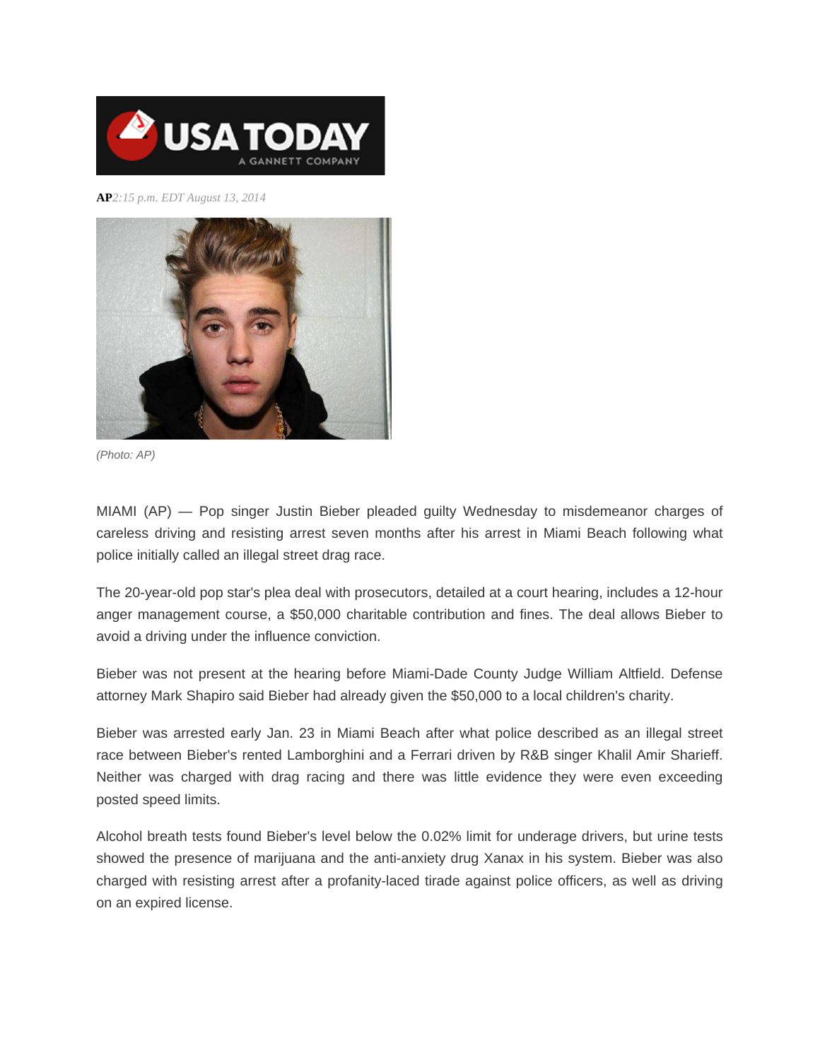**AP** *2:15 p.m. EDT August 13, 2014*

*(Photo: AP)*

MIAMI (AP) — Pop singer Justin Bieber pleaded guilty Wednesday to misdemeanor charges of careless driving and resisting arrest seven months after his arrest in Miami Beach following what police initially called an illegal street drag race.

The 20-year-old pop star's plea deal with prosecutors, detailed at a court hearing, includes a 12-hour anger management course, a $50,000 charitable contribution and fines. The deal allows Bieber to avoid a driving under the influence conviction.

Bieber was not present at the hearing before Miami-Dade County Judge William Altfield. Defense attorney Mark Shapiro said Bieber had already given the $50,000 to a local children's charity.

Bieber was arrested early Jan. 23 in Miami Beach after what police described as an illegal street race between Bieber's rented Lamborghini and a Ferrari driven by R&B singer Khalil Amir Sharieff. Neither was charged with drag racing and there was little evidence they were even exceeding posted speed limits.

Alcohol breath tests found Bieber's level below the 0.02% limit for underage drivers, but urine tests showed the presence of marijuana and the anti-anxiety drug Xanax in his system. Bieber was also charged with resisting arrest after a profanity-laced tirade against police officers, as well as driving on an expired license.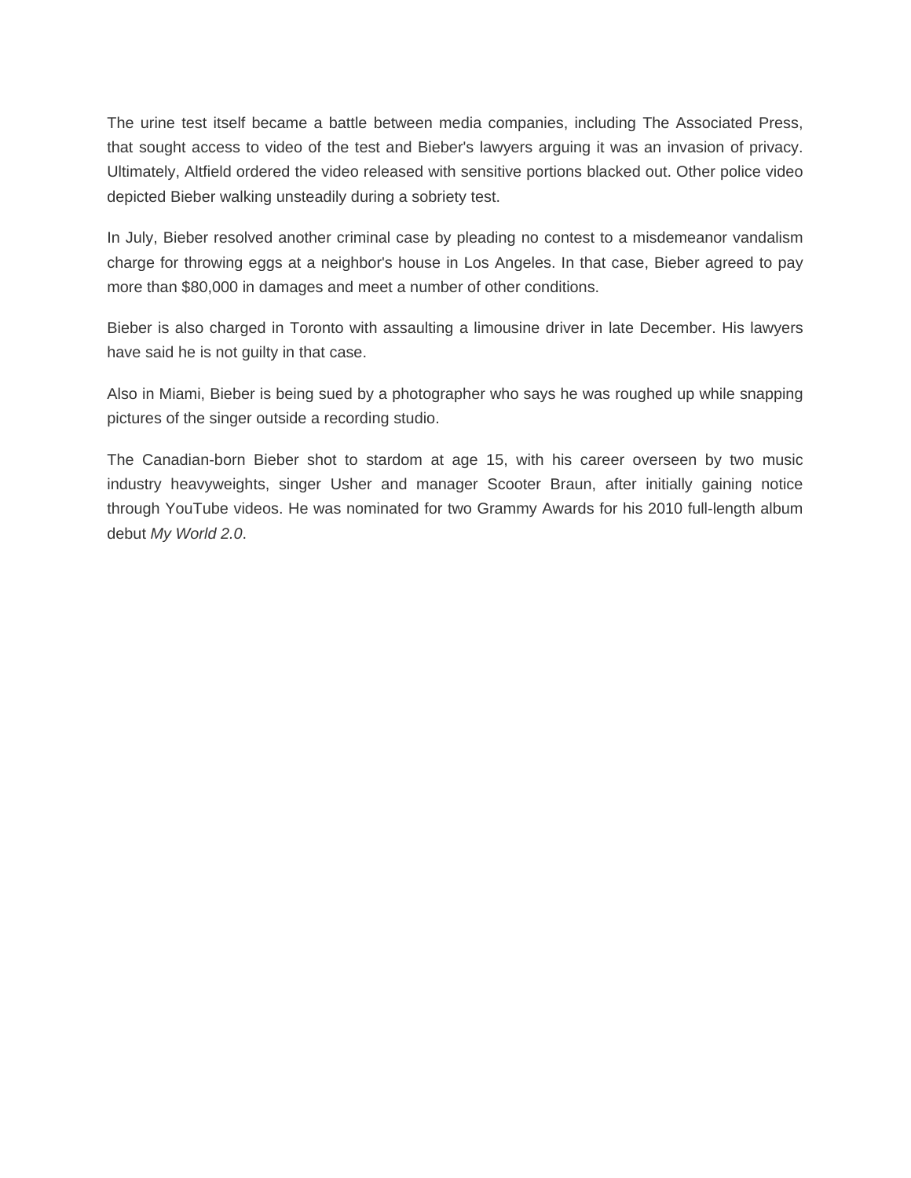The urine test itself became a battle between media companies, including The Associated Press, that sought access to video of the test and Bieber's lawyers arguing it was an invasion of privacy. Ultimately, Altfield ordered the video released with sensitive portions blacked out. Other police video depicted Bieber walking unsteadily during a sobriety test.

In July, Bieber resolved another criminal case by pleading no contest to a misdemeanor vandalism charge for throwing eggs at a neighbor's house in Los Angeles. In that case, Bieber agreed to pay more than $80,000 in damages and meet a number of other conditions.

Bieber is also charged in Toronto with assaulting a limousine driver in late December. His lawyers have said he is not guilty in that case.

Also in Miami, Bieber is being sued by a photographer who says he was roughed up while snapping pictures of the singer outside a recording studio.

The Canadian-born Bieber shot to stardom at age 15, with his career overseen by two music industry heavyweights, singer Usher and manager Scooter Braun, after initially gaining notice through YouTube videos. He was nominated for two Grammy Awards for his 2010 full-length album debut *My World 2.0*.